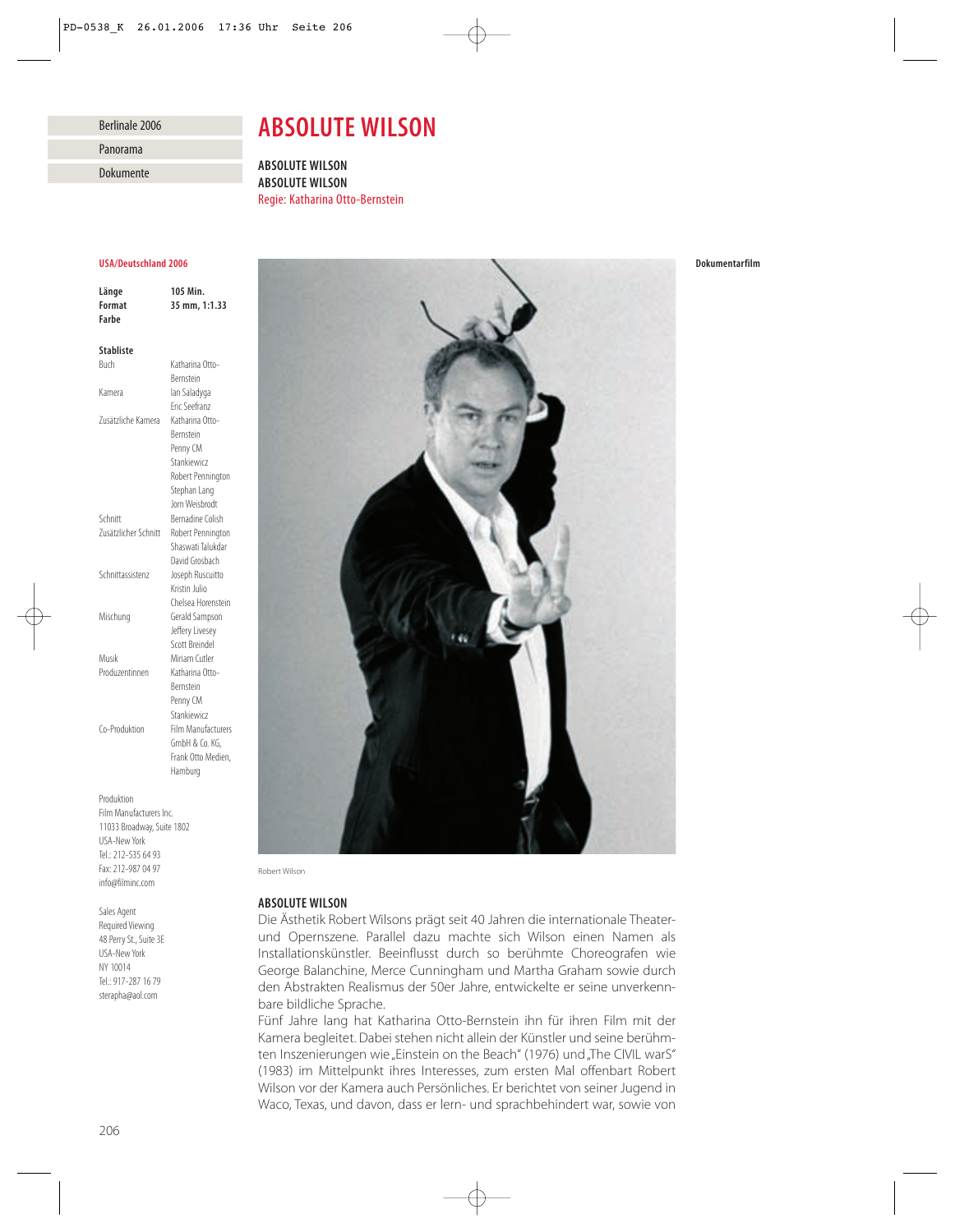Berlinale 2006

Panorama

Dokumente

# ABSOLUTE WILSON

**ABSOLUTE WILSON**
**ABSOLUTE WILSON**
Regie: Katharina Otto-Bernstein

**USA/Deutschland 2006**

**Dokumentarfilm**

| | |
|---|---|
| **Länge** | **105 Min.** |
| **Format** | **35 mm, 1:1.33** |
| **Farbe** | |

**Stabliste**

| | |
|---|---|
| Buch | Katharina Otto-Bernstein |
| Kamera | Ian Saladyga, Eric Seefranz |
| Zusätzliche Kamera | Katharina Otto-Bernstein, Penny CM Stankiewicz, Robert Pennington, Stephan Lang, Jorn Weisbrodt |
| Schnitt | Bernadine Colish |
| Zusätzlicher Schnitt | Robert Pennington, Shaswati Talukdar, David Grosbach |
| Schnittassistenz | Joseph Ruscuitto, Kristin Julio, Chelsea Horenstein |
| Mischung | Gerald Sampson, Jeffery Livesey, Scott Breindel |
| Musik | Miriam Cutler |
| Produzentinnen | Katharina Otto-Bernstein, Penny CM Stankiewicz |
| Co-Produktion | Film Manufacturers GmbH & Co. KG, Frank Otto Medien, Hamburg |

Produktion
Film Manufacturers Inc.
11033 Broadway, Suite 1802
USA-New York
Tel.: 212-535 64 93
Fax: 212-987 04 97
info@filminc.com

Sales Agent
Required Viewing
48 Perry St., Suite 3E
USA-New York
NY 10014
Tel.: 917-287 16 79
sterapha@aol.com

Robert Wilson

**ABSOLUTE WILSON**

Die Ästhetik Robert Wilsons prägt seit 40 Jahren die internationale Theater- und Opernszene. Parallel dazu machte sich Wilson einen Namen als Installationskünstler. Beeinflusst durch so berühmte Choreografen wie George Balanchine, Merce Cunningham und Martha Graham sowie durch den Abstrakten Realismus der 50er Jahre, entwickelte er seine unverkennbare bildliche Sprache.

Fünf Jahre lang hat Katharina Otto-Bernstein ihn für ihren Film mit der Kamera begleitet. Dabei stehen nicht allein der Künstler und seine berühmten Inszenierungen wie „Einstein on the Beach" (1976) und „The CIVIL warS" (1983) im Mittelpunkt ihres Interesses, zum ersten Mal offenbart Robert Wilson vor der Kamera auch Persönliches. Er berichtet von seiner Jugend in Waco, Texas, und davon, dass er lern- und sprachbehindert war, sowie von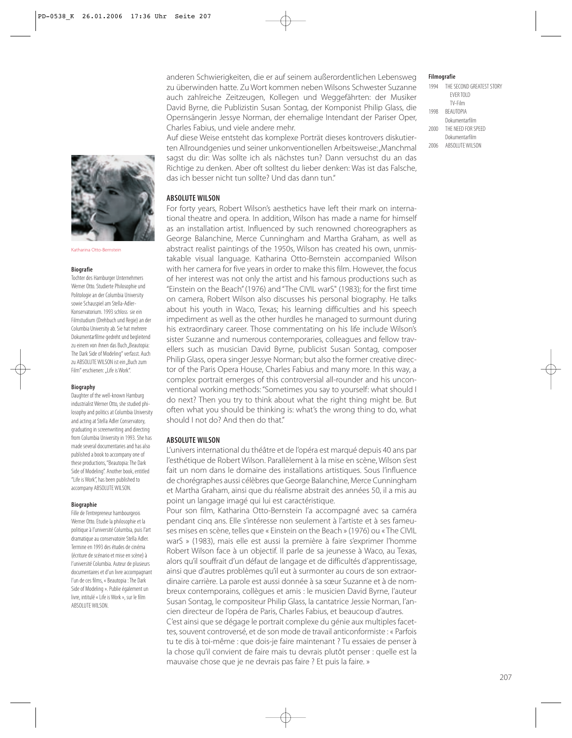anderen Schwierigkeiten, die er auf seinem außerordentlichen Lebensweg zu überwinden hatte. Zu Wort kommen neben Wilsons Schwester Suzanne auch zahlreiche Zeitzeugen, Kollegen und Weggefährten: der Musiker David Byrne, die Publizistin Susan Sontag, der Komponist Philip Glass, die Opernsängerin Jessye Norman, der ehemalige Intendant der Pariser Oper, Charles Fabius, und viele andere mehr.

Auf diese Weise entsteht das komplexe Porträt dieses kontrovers diskutierten Allroundgenies und seiner unkonventionellen Arbeitsweise: „Manchmal sagst du dir: Was sollte ich als nächstes tun? Dann versuchst du an das Richtige zu denken. Aber oft solltest du lieber denken: Was ist das Falsche, das ich besser nicht tun sollte? Und das dann tun."

### ABSOLUTE WILSON

For forty years, Robert Wilson's aesthetics have left their mark on international theatre and opera. In addition, Wilson has made a name for himself as an installation artist. Influenced by such renowned choreographers as George Balanchine, Merce Cunningham and Martha Graham, as well as abstract realist paintings of the 1950s, Wilson has created his own, unmistakable visual language. Katharina Otto-Bernstein accompanied Wilson with her camera for five years in order to make this film. However, the focus of her interest was not only the artist and his famous productions such as "Einstein on the Beach" (1976) and "The CIVIL warS" (1983); for the first time on camera, Robert Wilson also discusses his personal biography. He talks about his youth in Waco, Texas; his learning difficulties and his speech impediment as well as the other hurdles he managed to surmount during his extraordinary career. Those commenting on his life include Wilson's sister Suzanne and numerous contemporaries, colleagues and fellow travellers such as musician David Byrne, publicist Susan Sontag, composer Philip Glass, opera singer Jessye Norman; but also the former creative director of the Paris Opera House, Charles Fabius and many more. In this way, a complex portrait emerges of this controversial all-rounder and his unconventional working methods: "Sometimes you say to yourself: what should I do next? Then you try to think about what the right thing might be. But often what you should be thinking is: what's the wrong thing to do, what should I not do? And then do that."

### ABSOLUTE WILSON

L'univers international du théâtre et de l'opéra est marqué depuis 40 ans par l'esthétique de Robert Wilson. Parallèlement à la mise en scène, Wilson s'est fait un nom dans le domaine des installations artistiques. Sous l'influence de chorégraphes aussi célèbres que George Balanchine, Merce Cunningham et Martha Graham, ainsi que du réalisme abstrait des années 50, il a mis au point un langage imagé qui lui est caractéristique.

Pour son film, Katharina Otto-Bernstein l'a accompagné avec sa caméra pendant cinq ans. Elle s'intéresse non seulement à l'artiste et à ses fameuses mises en scène, telles que « Einstein on the Beach » (1976) ou « The CIVIL warS » (1983), mais elle est aussi la première à faire s'exprimer l'homme Robert Wilson face à un objectif. Il parle de sa jeunesse à Waco, au Texas, alors qu'il souffrait d'un défaut de langage et de difficultés d'apprentissage, ainsi que d'autres problèmes qu'il eut à surmonter au cours de son extraordinaire carrière. La parole est aussi donnée à sa sœur Suzanne et à de nombreux contemporains, collègues et amis : le musicien David Byrne, l'auteur Susan Sontag, le compositeur Philip Glass, la cantatrice Jessie Norman, l'ancien directeur de l'opéra de Paris, Charles Fabius, et beaucoup d'autres.

C'est ainsi que se dégage le portrait complexe du génie aux multiples facettes, souvent controversé, et de son mode de travail anticonformiste : « Parfois tu te dis à toi-même : que dois-je faire maintenant ? Tu essaies de penser à la chose qu'il convient de faire mais tu devrais plutôt penser : quelle est la mauvaise chose que je ne devrais pas faire ? Et puis la faire. »

Katharina Otto-Bernstein

#### Biografie

Tochter des Hamburger Unternehmers Werner Otto. Studierte Philosophie und Politologie an der Columbia University sowie Schauspiel am Stella-Adler-Konservatorium. 1993 schloss sie ein Filmstudium (Drehbuch und Regie) an der Columbia University ab. Sie hat mehrere Dokumentarfilme gedreht und begleitend zu einem von ihnen das Buch „Beautopia: The Dark Side of Modeling" verfasst. Auch zu ABSOLUTE WILSON ist ein „Buch zum Film" erschienen: „Life is Work".

#### Biography

Daughter of the well-known Hamburg industrialist Werner Otto, she studied philosophy and politics at Columbia University and acting at Stella Adler Conservatory, graduating in screenwriting and directing from Columbia University in 1993. She has made several documentaries and has also published a book to accompany one of these productions, "Beautopia: The Dark Side of Modeling". Another book, entitled "Life is Work", has been published to accompany ABSOLUTE WILSON.

#### Biographie

Fille de l'entrepreneur hambourgeois Werner Otto. Etudie la philosophie et la politique à l'université Columbia, puis l'art dramatique au conservatoire Stella Adler. Termine en 1993 des études de cinéma (écriture de scénario et mise en scène) à l'université Columbia. Auteur de plusieurs documentaires et d'un livre accompagnant l'un de ces films, « Beautopia : The Dark Side of Modeling ». Publie également un livre, intitulé « Life is Work », sur le film ABSOLUTE WILSON.

#### Filmografie

1994 THE SECOND GREATEST STORY EVER TOLD
TV-Film

1998 BEAUTOPIA
Dokumentarfilm

2000 THE NEED FOR SPEED
Dokumentarfilm

2006 ABSOLUTE WILSON